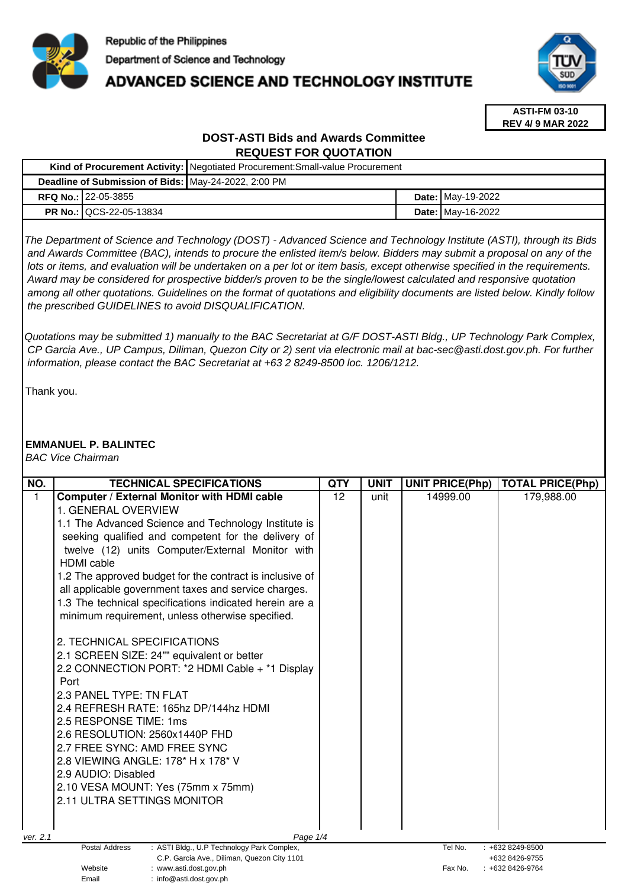Republic of the Philippines

Department of Science and Technology

# ADVANCED SCIENCE AND TECHNOLOGY INSTITUTE

**ASTI-FM 03-10**
**REV 4/ 9 MAR 2022**

## DOST-ASTI Bids and Awards Committee
## REQUEST FOR QUOTATION

| **Kind of Procurement Activity:** | Negotiated Procurement:Small-value Procurement | | |
|---|---|---|---|
| **Deadline of Submission of Bids:** | May-24-2022, 2:00 PM | | |
| **RFQ No.:** | 22-05-3855 | **Date:** | May-19-2022 |
| **PR No.:** | QCS-22-05-13834 | **Date:** | May-16-2022 |

*The Department of Science and Technology (DOST) - Advanced Science and Technology Institute (ASTI), through its Bids and Awards Committee (BAC), intends to procure the enlisted item/s below. Bidders may submit a proposal on any of the lots or items, and evaluation will be undertaken on a per lot or item basis, except otherwise specified in the requirements. Award may be considered for prospective bidder/s proven to be the single/lowest calculated and responsive quotation among all other quotations. Guidelines on the format of quotations and eligibility documents are listed below. Kindly follow the prescribed GUIDELINES to avoid DISQUALIFICATION.*

*Quotations may be submitted 1) manually to the BAC Secretariat at G/F DOST-ASTI Bldg., UP Technology Park Complex, CP Garcia Ave., UP Campus, Diliman, Quezon City or 2) sent via electronic mail at bac-sec@asti.dost.gov.ph. For further information, please contact the BAC Secretariat at +63 2 8249-8500 loc. 1206/1212.*

Thank you.

**EMMANUEL P. BALINTEC**
*BAC Vice Chairman*

| NO. | TECHNICAL SPECIFICATIONS | QTY | UNIT | UNIT PRICE(Php) | TOTAL PRICE(Php) |
|---|---|---|---|---|---|
| 1 | **Computer / External Monitor with HDMI cable**<br>1. GENERAL OVERVIEW<br>1.1 The Advanced Science and Technology Institute is seeking qualified and competent for the delivery of twelve (12) units Computer/External Monitor with HDMI cable<br>1.2 The approved budget for the contract is inclusive of all applicable government taxes and service charges.<br>1.3 The technical specifications indicated herein are a minimum requirement, unless otherwise specified.<br><br>2. TECHNICAL SPECIFICATIONS<br>2.1 SCREEN SIZE: 24"" equivalent or better<br>2.2 CONNECTION PORT: *2 HDMI Cable + *1 Display Port<br>2.3 PANEL TYPE: TN FLAT<br>2.4 REFRESH RATE: 165hz DP/144hz HDMI<br>2.5 RESPONSE TIME: 1ms<br>2.6 RESOLUTION: 2560x1440P FHD<br>2.7 FREE SYNC: AMD FREE SYNC<br>2.8 VIEWING ANGLE: 178* H x 178* V<br>2.9 AUDIO: Disabled<br>2.10 VESA MOUNT: Yes (75mm x 75mm)<br>2.11 ULTRA SETTINGS MONITOR | 12 | unit | 14999.00 | 179,988.00 |

ver. 2.1

Postal Address : ASTI Bldg., U.P Technology Park Complex, C.P. Garcia Ave., Diliman, Quezon City 1101
Website : www.asti.dost.gov.ph
Email : info@asti.dost.gov.ph
Tel No. : +632 8249-8500, +632 8426-9755
Fax No. : +632 8426-9764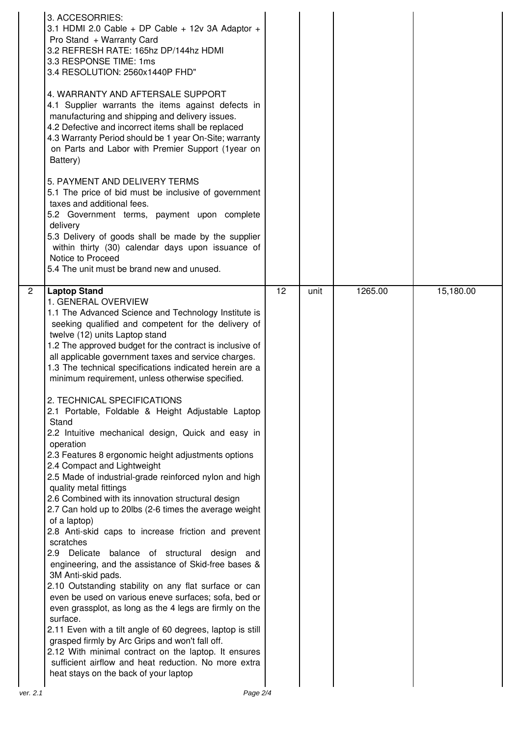| | | | | | |
|---|---|---|---|---|---|
| | 3. ACCESORRIES:<br>3.1 HDMI 2.0 Cable + DP Cable + 12v 3A Adaptor + Pro Stand + Warranty Card<br>3.2 REFRESH RATE: 165hz DP/144hz HDMI<br>3.3 RESPONSE TIME: 1ms<br>3.4 RESOLUTION: 2560x1440P FHD"<br><br>4. WARRANTY AND AFTERSALE SUPPORT<br>4.1 Supplier warrants the items against defects in manufacturing and shipping and delivery issues.<br>4.2 Defective and incorrect items shall be replaced<br>4.3 Warranty Period should be 1 year On-Site; warranty on Parts and Labor with Premier Support (1year on Battery)<br><br>5. PAYMENT AND DELIVERY TERMS<br>5.1 The price of bid must be inclusive of government taxes and additional fees.<br>5.2 Government terms, payment upon complete delivery<br>5.3 Delivery of goods shall be made by the supplier within thirty (30) calendar days upon issuance of Notice to Proceed<br>5.4 The unit must be brand new and unused. | | | | |
| 2 | **Laptop Stand**<br>1. GENERAL OVERVIEW<br>1.1 The Advanced Science and Technology Institute is seeking qualified and competent for the delivery of twelve (12) units Laptop stand<br>1.2 The approved budget for the contract is inclusive of all applicable government taxes and service charges.<br>1.3 The technical specifications indicated herein are a minimum requirement, unless otherwise specified.<br><br>2. TECHNICAL SPECIFICATIONS<br>2.1 Portable, Foldable & Height Adjustable Laptop Stand<br>2.2 Intuitive mechanical design, Quick and easy in operation<br>2.3 Features 8 ergonomic height adjustments options<br>2.4 Compact and Lightweight<br>2.5 Made of industrial-grade reinforced nylon and high quality metal fittings<br>2.6 Combined with its innovation structural design<br>2.7 Can hold up to 20lbs (2-6 times the average weight of a laptop)<br>2.8 Anti-skid caps to increase friction and prevent scratches<br>2.9 Delicate balance of structural design and engineering, and the assistance of Skid-free bases & 3M Anti-skid pads.<br>2.10 Outstanding stability on any flat surface or can even be used on various eneve surfaces; sofa, bed or even grassplot, as long as the 4 legs are firmly on the surface.<br>2.11 Even with a tilt angle of 60 degrees, laptop is still grasped firmly by Arc Grips and won't fall off.<br>2.12 With minimal contract on the laptop. It ensures sufficient airflow and heat reduction. No more extra heat stays on the back of your laptop | 12 | unit | 1265.00 | 15,180.00 |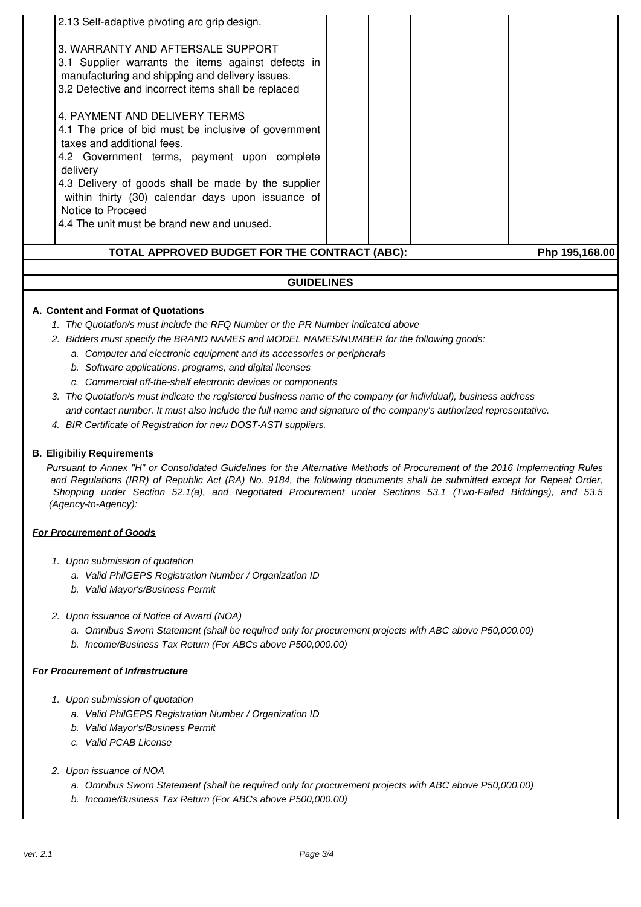| | | | | |
|---|---|---|---|---|
| 2.13 Self-adaptive pivoting arc grip design.<br><br>3. WARRANTY AND AFTERSALE SUPPORT<br>3.1 Supplier warrants the items against defects in manufacturing and shipping and delivery issues.<br>3.2 Defective and incorrect items shall be replaced<br><br>4. PAYMENT AND DELIVERY TERMS<br>4.1 The price of bid must be inclusive of government taxes and additional fees.<br>4.2 Government terms, payment upon complete delivery<br>4.3 Delivery of goods shall be made by the supplier within thirty (30) calendar days upon issuance of Notice to Proceed<br>4.4 The unit must be brand new and unused. | | | | |
| **TOTAL APPROVED BUDGET FOR THE CONTRACT (ABC):** | | | | **Php 195,168.00** |

## GUIDELINES

**A. Content and Format of Quotations**

1. *The Quotation/s must include the RFQ Number or the PR Number indicated above*
2. *Bidders must specify the BRAND NAMES and MODEL NAMES/NUMBER for the following goods:*
   a. *Computer and electronic equipment and its accessories or peripherals*
   b. *Software applications, programs, and digital licenses*
   c. *Commercial off-the-shelf electronic devices or components*
3. *The Quotation/s must indicate the registered business name of the company (or individual), business address and contact number. It must also include the full name and signature of the company's authorized representative.*
4. *BIR Certificate of Registration for new DOST-ASTI suppliers.*

**B. Eligibiliy Requirements**

*Pursuant to Annex "H" or Consolidated Guidelines for the Alternative Methods of Procurement of the 2016 Implementing Rules and Regulations (IRR) of Republic Act (RA) No. 9184, the following documents shall be submitted except for Repeat Order, Shopping under Section 52.1(a), and Negotiated Procurement under Sections 53.1 (Two-Failed Biddings), and 53.5 (Agency-to-Agency):*

***For Procurement of Goods***

1. *Upon submission of quotation*
   a. *Valid PhilGEPS Registration Number / Organization ID*
   b. *Valid Mayor's/Business Permit*

2. *Upon issuance of Notice of Award (NOA)*
   a. *Omnibus Sworn Statement (shall be required only for procurement projects with ABC above P50,000.00)*
   b. *Income/Business Tax Return (For ABCs above P500,000.00)*

***For Procurement of Infrastructure***

1. *Upon submission of quotation*
   a. *Valid PhilGEPS Registration Number / Organization ID*
   b. *Valid Mayor's/Business Permit*
   c. *Valid PCAB License*

2. *Upon issuance of NOA*
   a. *Omnibus Sworn Statement (shall be required only for procurement projects with ABC above P50,000.00)*
   b. *Income/Business Tax Return (For ABCs above P500,000.00)*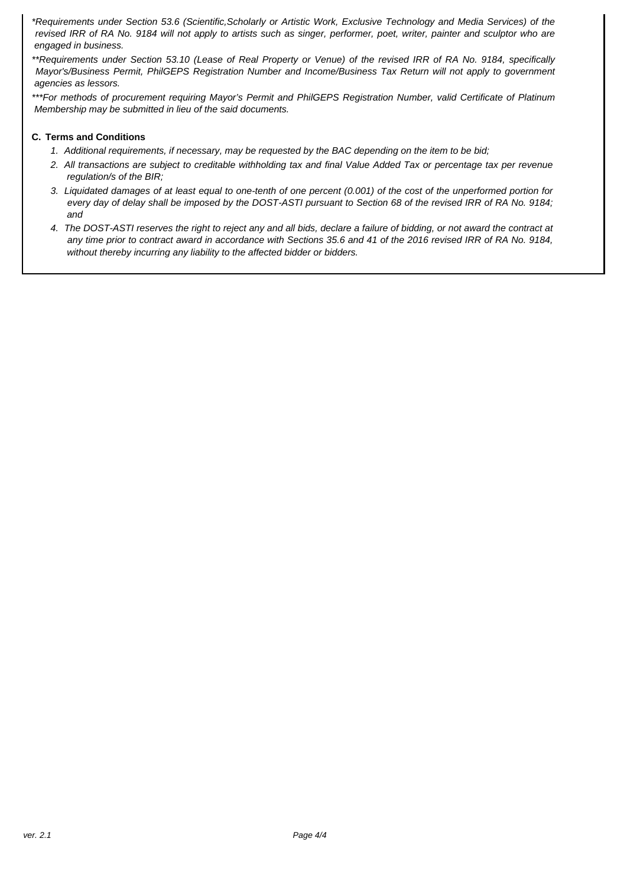*\*Requirements under Section 53.6 (Scientific,Scholarly or Artistic Work, Exclusive Technology and Media Services) of the revised IRR of RA No. 9184 will not apply to artists such as singer, performer, poet, writer, painter and sculptor who are engaged in business.*

*\*\*Requirements under Section 53.10 (Lease of Real Property or Venue) of the revised IRR of RA No. 9184, specifically Mayor's/Business Permit, PhilGEPS Registration Number and Income/Business Tax Return will not apply to government agencies as lessors.*

*\*\*\*For methods of procurement requiring Mayor's Permit and PhilGEPS Registration Number, valid Certificate of Platinum Membership may be submitted in lieu of the said documents.*

**C. Terms and Conditions**

1. *Additional requirements, if necessary, may be requested by the BAC depending on the item to be bid;*
2. *All transactions are subject to creditable withholding tax and final Value Added Tax or percentage tax per revenue regulation/s of the BIR;*
3. *Liquidated damages of at least equal to one-tenth of one percent (0.001) of the cost of the unperformed portion for every day of delay shall be imposed by the DOST-ASTI pursuant to Section 68 of the revised IRR of RA No. 9184; and*
4. *The DOST-ASTI reserves the right to reject any and all bids, declare a failure of bidding, or not award the contract at any time prior to contract award in accordance with Sections 35.6 and 41 of the 2016 revised IRR of RA No. 9184, without thereby incurring any liability to the affected bidder or bidders.*